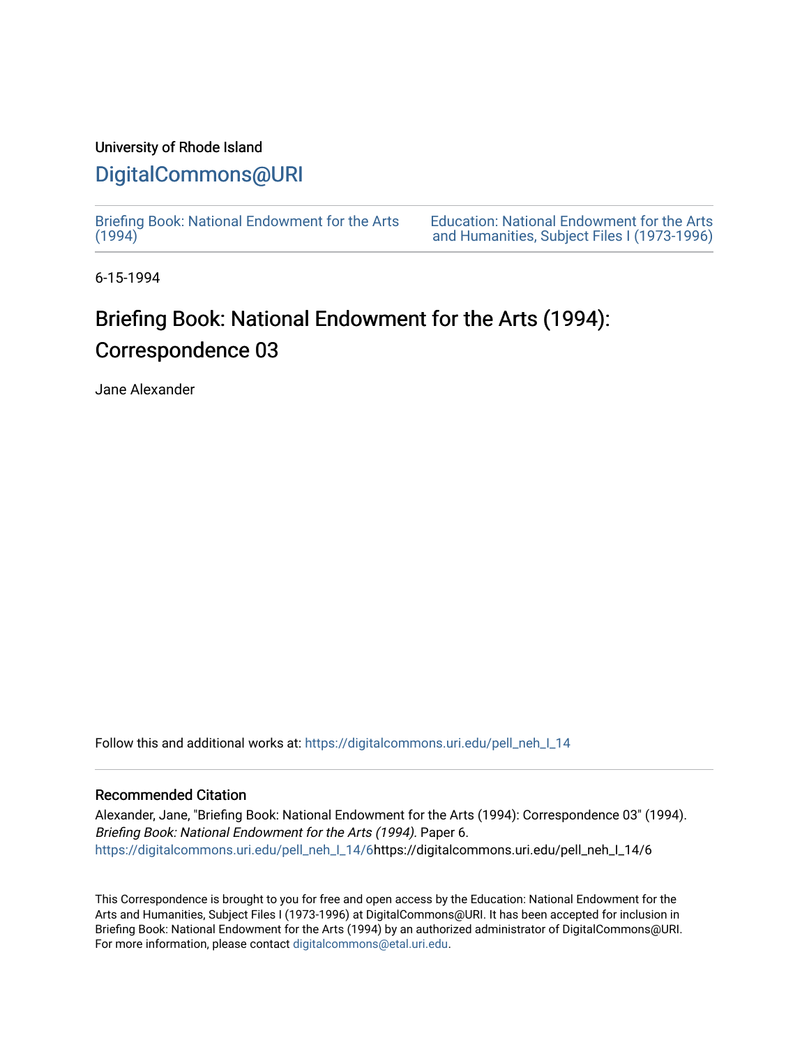University of Rhode Island

# DigitalCommons@URI

Briefing Book: National Endowment for the Arts (1994)

Education: National Endowment for the Arts and Humanities, Subject Files I (1973-1996)

6-15-1994

## Briefing Book: National Endowment for the Arts (1994): Correspondence 03

Jane Alexander

Follow this and additional works at: https://digitalcommons.uri.edu/pell_neh_I_14

### Recommended Citation

Alexander, Jane, "Briefing Book: National Endowment for the Arts (1994): Correspondence 03" (1994). *Briefing Book: National Endowment for the Arts (1994).* Paper 6.
https://digitalcommons.uri.edu/pell_neh_I_14/6https://digitalcommons.uri.edu/pell_neh_I_14/6

This Correspondence is brought to you for free and open access by the Education: National Endowment for the Arts and Humanities, Subject Files I (1973-1996) at DigitalCommons@URI. It has been accepted for inclusion in Briefing Book: National Endowment for the Arts (1994) by an authorized administrator of DigitalCommons@URI. For more information, please contact digitalcommons@etal.uri.edu.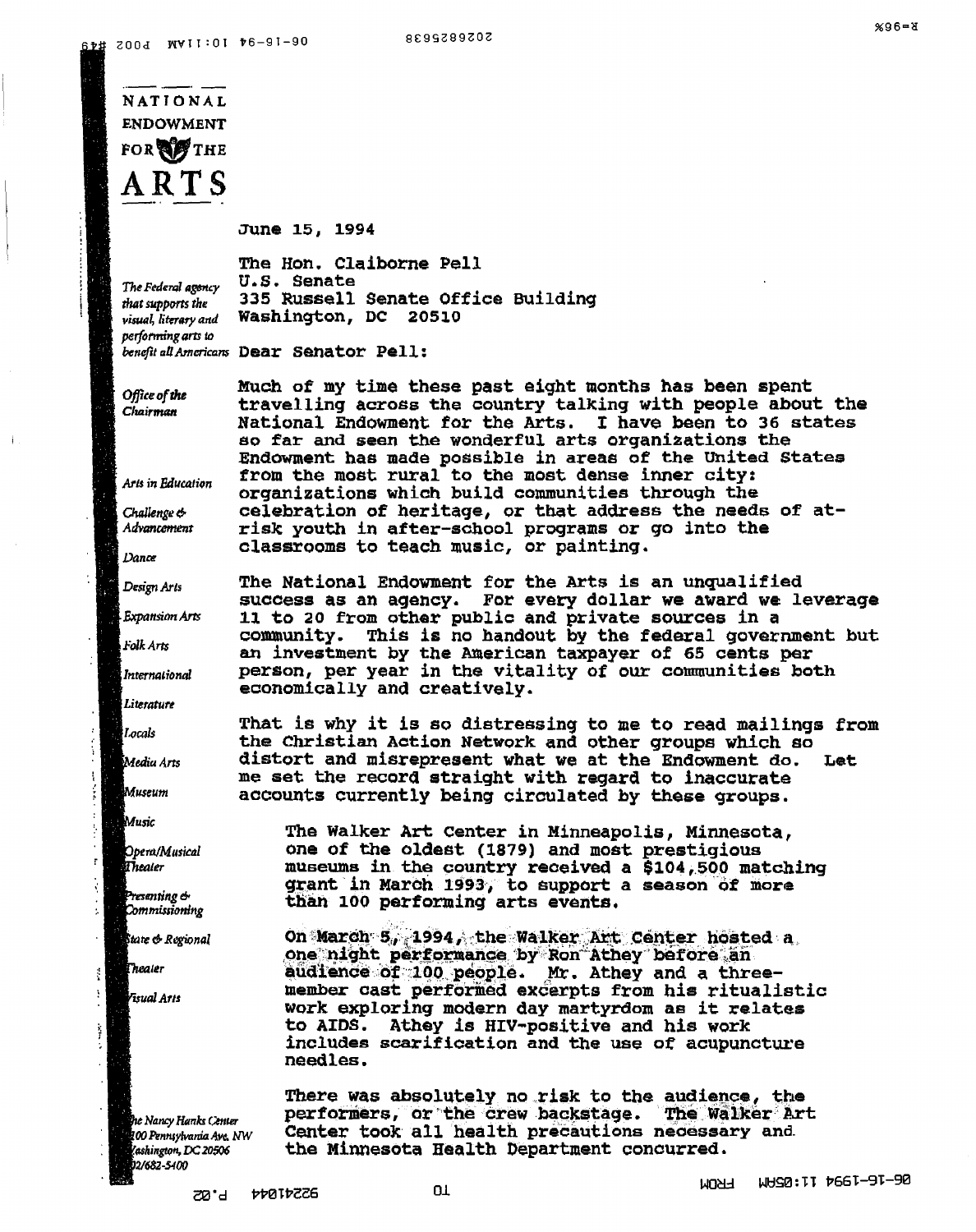NATIONAL ENDOWMENT FOR THE ARTS

June 15, 1994

The Hon. Claiborne Pell
U.S. Senate
335 Russell Senate Office Building
Washington, DC 20510

*The Federal agency that supports the visual, literary and performing arts to benefit all Americans*

Dear Senator Pell:

*Office of the Chairman*

*Arts in Education*
*Challenge & Advancement*
*Dance*
*Design Arts*
*Expansion Arts*
*Folk Arts*
*International*
*Literature*
*Locals*
*Media Arts*
*Museum*
*Music*
*Opera/Musical Theater*
*Presenting & Commissioning*
*State & Regional*
*Theater*
*Visual Arts*

Much of my time these past eight months has been spent travelling across the country talking with people about the National Endowment for the Arts. I have been to 36 states so far and seen the wonderful arts organizations the Endowment has made possible in areas of the United States from the most rural to the most dense inner city: organizations which build communities through the celebration of heritage, or that address the needs of at-risk youth in after-school programs or go into the classrooms to teach music, or painting.

The National Endowment for the Arts is an unqualified success as an agency. For every dollar we award we leverage 11 to 20 from other public and private sources in a community. This is no handout by the federal government but an investment by the American taxpayer of 65 cents per person, per year in the vitality of our communities both economically and creatively.

That is why it is so distressing to me to read mailings from the Christian Action Network and other groups which so distort and misrepresent what we at the Endowment do. Let me set the record straight with regard to inaccurate accounts currently being circulated by these groups.

> The Walker Art Center in Minneapolis, Minnesota, one of the oldest (1879) and most prestigious museums in the country received a $104,500 matching grant in March 1993, to support a season of more than 100 performing arts events.
>
> On March 5, 1994, the Walker Art Center hosted a one night performance by Ron Athey before an audience of 100 people. Mr. Athey and a three-member cast performed excerpts from his ritualistic work exploring modern day martyrdom as it relates to AIDS. Athey is HIV-positive and his work includes scarification and the use of acupuncture needles.
>
> There was absolutely no risk to the audience, the performers, or the crew backstage. The Walker Art Center took all health precautions necessary and the Minnesota Health Department concurred.

The Nancy Hanks Center
1100 Pennsylvania Ave. NW
Washington, DC 20506
202/682-5400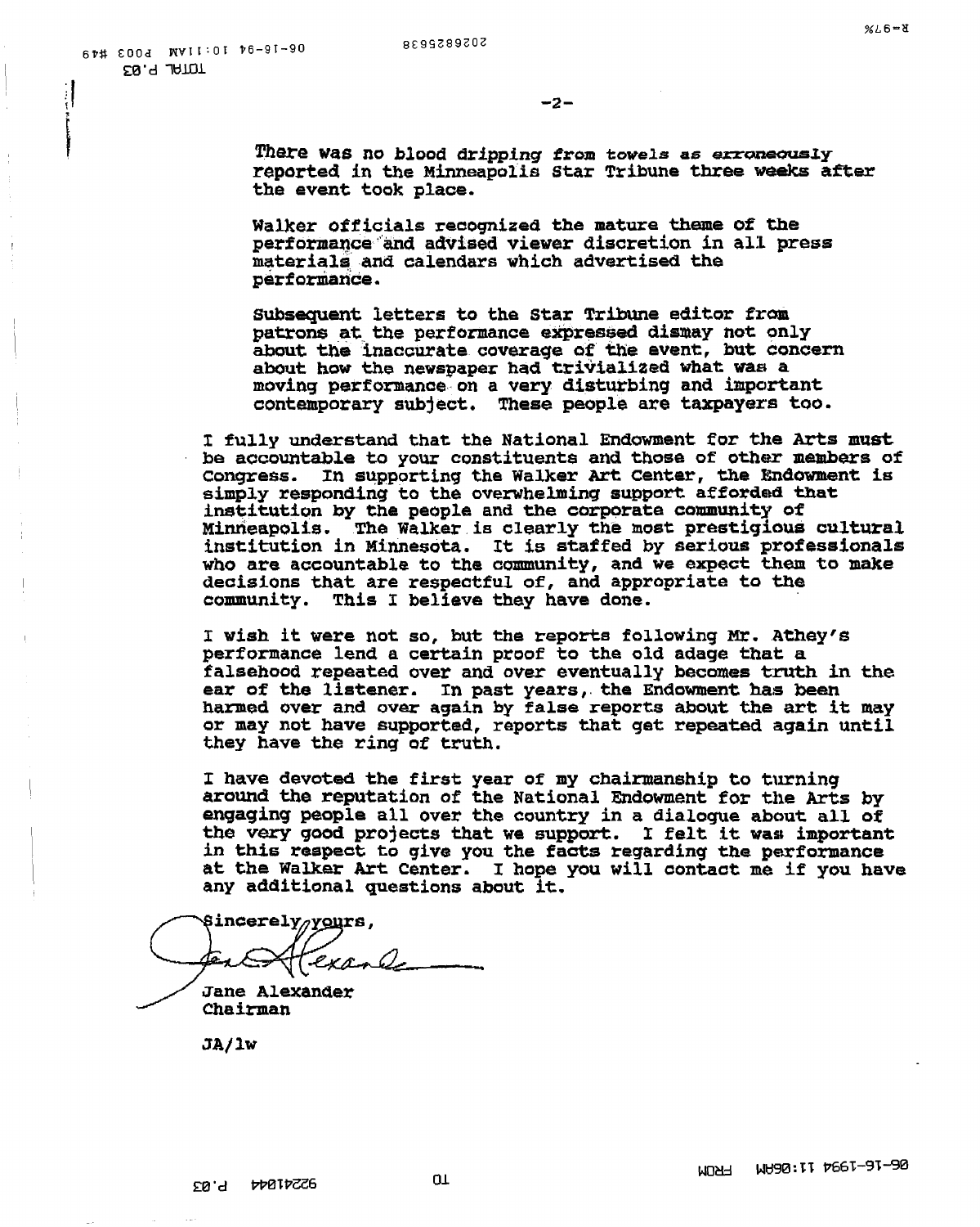There was no blood dripping from towels as *erroneously* reported in the Minneapolis Star Tribune three weeks after the event took place.

Walker officials recognized the mature theme of the performance and advised viewer discretion in all press materials and calendars which advertised the performance.

Subsequent letters to the Star Tribune editor from patrons at the performance expressed dismay not only about the inaccurate coverage of the event, but concern about how the newspaper had trivialized what was a moving performance on a very disturbing and important contemporary subject. These people are taxpayers too.

I fully understand that the National Endowment for the Arts must be accountable to your constituents and those of other members of Congress. In supporting the Walker Art Center, the Endowment is simply responding to the overwhelming support afforded that institution by the people and the corporate community of Minneapolis. The Walker is clearly the most prestigious cultural institution in Minnesota. It is staffed by serious professionals who are accountable to the community, and we expect them to make decisions that are respectful of, and appropriate to the community. This I believe they have done.

I wish it were not so, but the reports following Mr. Athey's performance lend a certain proof to the old adage that a falsehood repeated over and over eventually becomes truth in the ear of the listener. In past years, the Endowment has been harmed over and over again by false reports about the art it may or may not have supported, reports that get repeated again until they have the ring of truth.

I have devoted the first year of my chairmanship to turning around the reputation of the National Endowment for the Arts by engaging people all over the country in a dialogue about all of the very good projects that we support. I felt it was important in this respect to give you the facts regarding the performance at the Walker Art Center. I hope you will contact me if you have any additional questions about it.

Sincerely yours,

Jane Alexander
Chairman

JA/lw